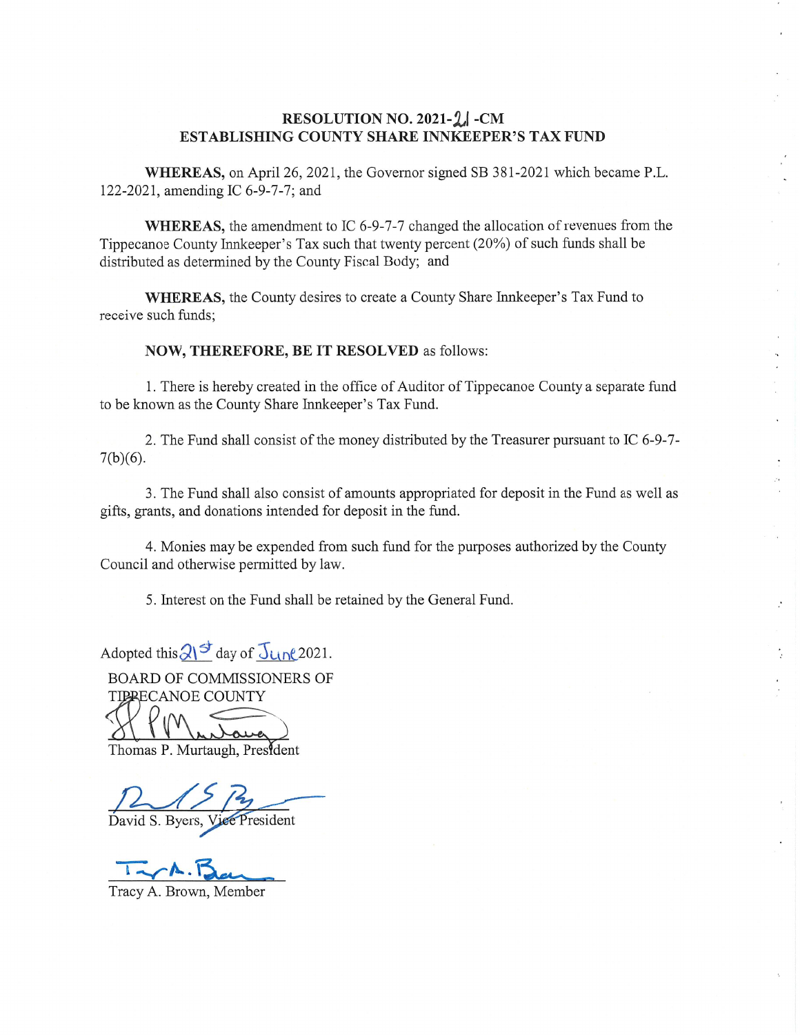**RESOLUTION NO. 2021-21 -CM**
**ESTABLISHING COUNTY SHARE INNKEEPER'S TAX FUND**

**WHEREAS,** on April 26, 2021, the Governor signed SB 381-2021 which became P.L. 122-2021, amending IC 6-9-7-7; and

**WHEREAS,** the amendment to IC 6-9-7-7 changed the allocation of revenues from the Tippecanoe County Innkeeper's Tax such that twenty percent (20%) of such funds shall be distributed as determined by the County Fiscal Body; and

**WHEREAS,** the County desires to create a County Share Innkeeper's Tax Fund to receive such funds;

**NOW, THEREFORE, BE IT RESOLVED** as follows:

1. There is hereby created in the office of Auditor of Tippecanoe County a separate fund to be known as the County Share Innkeeper's Tax Fund.

2. The Fund shall consist of the money distributed by the Treasurer pursuant to IC 6-9-7-7(b)(6).

3. The Fund shall also consist of amounts appropriated for deposit in the Fund as well as gifts, grants, and donations intended for deposit in the fund.

4. Monies may be expended from such fund for the purposes authorized by the County Council and otherwise permitted by law.

5. Interest on the Fund shall be retained by the General Fund.

Adopted this 21st day of June 2021.

BOARD OF COMMISSIONERS OF
TIPPECANOE COUNTY

Thomas P. Murtaugh, President

David S. Byers, Vice President

Tracy A. Brown, Member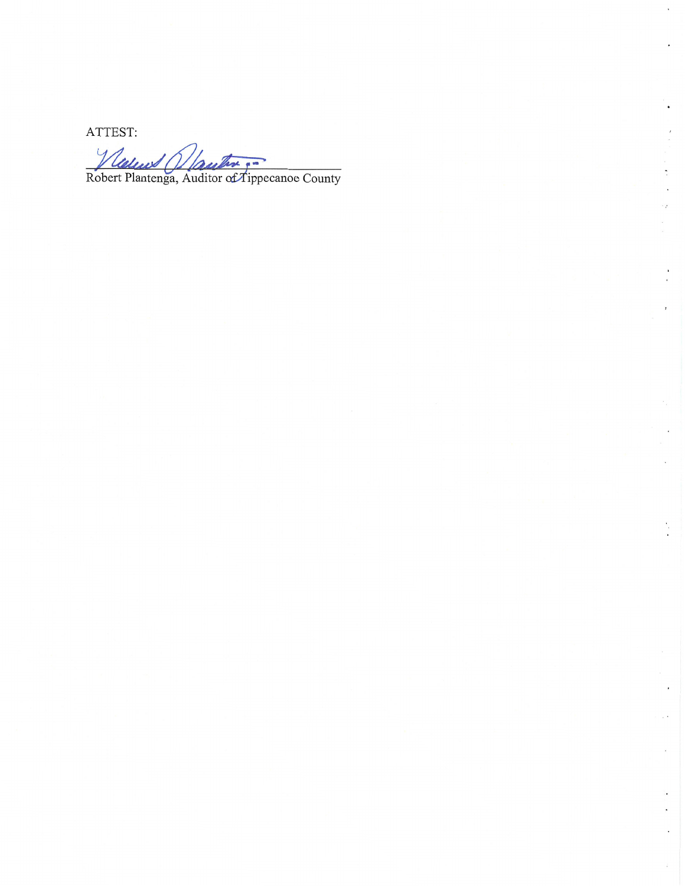ATTEST:

\_\_\_\_\_\_\_\_\_\_\_\_\_\_\_\_\_\_\_\_\_\_\_\_\_\_\_\_\_\_\_\_\_\_\_\_
Robert Plantenga, Auditor of Tippecanoe County